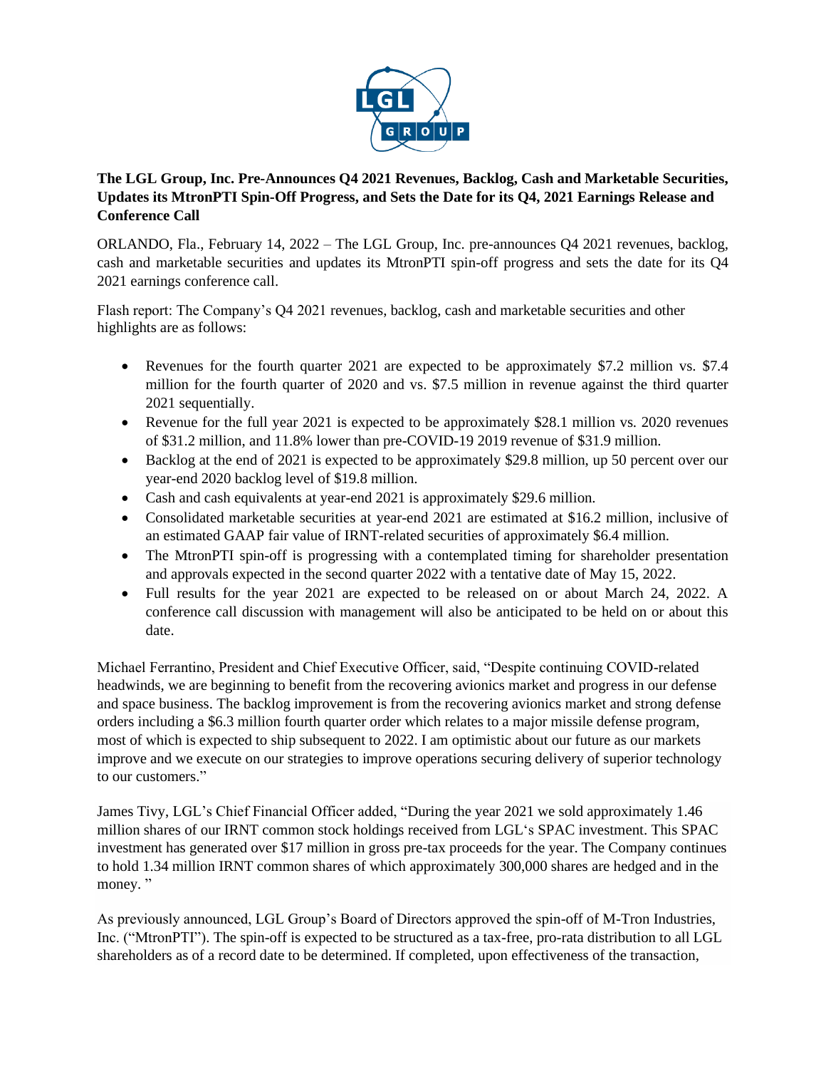**The LGL Group, Inc. Pre-Announces Q4 2021 Revenues, Backlog, Cash and Marketable Securities, Updates its MtronPTI Spin-Off Progress, and Sets the Date for its Q4, 2021 Earnings Release and Conference Call**

ORLANDO, Fla., February 14, 2022 – The LGL Group, Inc. pre-announces Q4 2021 revenues, backlog, cash and marketable securities and updates its MtronPTI spin-off progress and sets the date for its Q4 2021 earnings conference call.

Flash report: The Company's Q4 2021 revenues, backlog, cash and marketable securities and other highlights are as follows:

- Revenues for the fourth quarter 2021 are expected to be approximately $7.2 million vs. $7.4 million for the fourth quarter of 2020 and vs. $7.5 million in revenue against the third quarter 2021 sequentially.
- Revenue for the full year 2021 is expected to be approximately $28.1 million vs. 2020 revenues of $31.2 million, and 11.8% lower than pre-COVID-19 2019 revenue of $31.9 million.
- Backlog at the end of 2021 is expected to be approximately $29.8 million, up 50 percent over our year-end 2020 backlog level of $19.8 million.
- Cash and cash equivalents at year-end 2021 is approximately $29.6 million.
- Consolidated marketable securities at year-end 2021 are estimated at $16.2 million, inclusive of an estimated GAAP fair value of IRNT-related securities of approximately $6.4 million.
- The MtronPTI spin-off is progressing with a contemplated timing for shareholder presentation and approvals expected in the second quarter 2022 with a tentative date of May 15, 2022.
- Full results for the year 2021 are expected to be released on or about March 24, 2022. A conference call discussion with management will also be anticipated to be held on or about this date.

Michael Ferrantino, President and Chief Executive Officer, said, "Despite continuing COVID-related headwinds, we are beginning to benefit from the recovering avionics market and progress in our defense and space business. The backlog improvement is from the recovering avionics market and strong defense orders including a $6.3 million fourth quarter order which relates to a major missile defense program, most of which is expected to ship subsequent to 2022. I am optimistic about our future as our markets improve and we execute on our strategies to improve operations securing delivery of superior technology to our customers."

James Tivy, LGL's Chief Financial Officer added, "During the year 2021 we sold approximately 1.46 million shares of our IRNT common stock holdings received from LGL's SPAC investment. This SPAC investment has generated over $17 million in gross pre-tax proceeds for the year. The Company continues to hold 1.34 million IRNT common shares of which approximately 300,000 shares are hedged and in the money. "

As previously announced, LGL Group's Board of Directors approved the spin-off of M-Tron Industries, Inc. ("MtronPTI"). The spin-off is expected to be structured as a tax-free, pro-rata distribution to all LGL shareholders as of a record date to be determined. If completed, upon effectiveness of the transaction,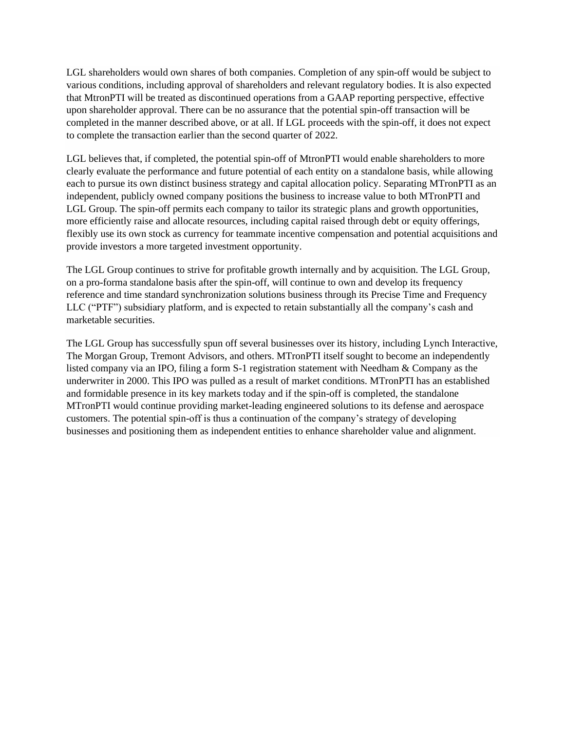LGL shareholders would own shares of both companies. Completion of any spin-off would be subject to various conditions, including approval of shareholders and relevant regulatory bodies. It is also expected that MtronPTI will be treated as discontinued operations from a GAAP reporting perspective, effective upon shareholder approval. There can be no assurance that the potential spin-off transaction will be completed in the manner described above, or at all. If LGL proceeds with the spin-off, it does not expect to complete the transaction earlier than the second quarter of 2022.

LGL believes that, if completed, the potential spin-off of MtronPTI would enable shareholders to more clearly evaluate the performance and future potential of each entity on a standalone basis, while allowing each to pursue its own distinct business strategy and capital allocation policy. Separating MTronPTI as an independent, publicly owned company positions the business to increase value to both MTronPTI and LGL Group. The spin-off permits each company to tailor its strategic plans and growth opportunities, more efficiently raise and allocate resources, including capital raised through debt or equity offerings, flexibly use its own stock as currency for teammate incentive compensation and potential acquisitions and provide investors a more targeted investment opportunity.

The LGL Group continues to strive for profitable growth internally and by acquisition. The LGL Group, on a pro-forma standalone basis after the spin-off, will continue to own and develop its frequency reference and time standard synchronization solutions business through its Precise Time and Frequency LLC ("PTF") subsidiary platform, and is expected to retain substantially all the company's cash and marketable securities.

The LGL Group has successfully spun off several businesses over its history, including Lynch Interactive, The Morgan Group, Tremont Advisors, and others. MTronPTI itself sought to become an independently listed company via an IPO, filing a form S-1 registration statement with Needham & Company as the underwriter in 2000. This IPO was pulled as a result of market conditions. MTronPTI has an established and formidable presence in its key markets today and if the spin-off is completed, the standalone MTronPTI would continue providing market-leading engineered solutions to its defense and aerospace customers. The potential spin-off is thus a continuation of the company's strategy of developing businesses and positioning them as independent entities to enhance shareholder value and alignment.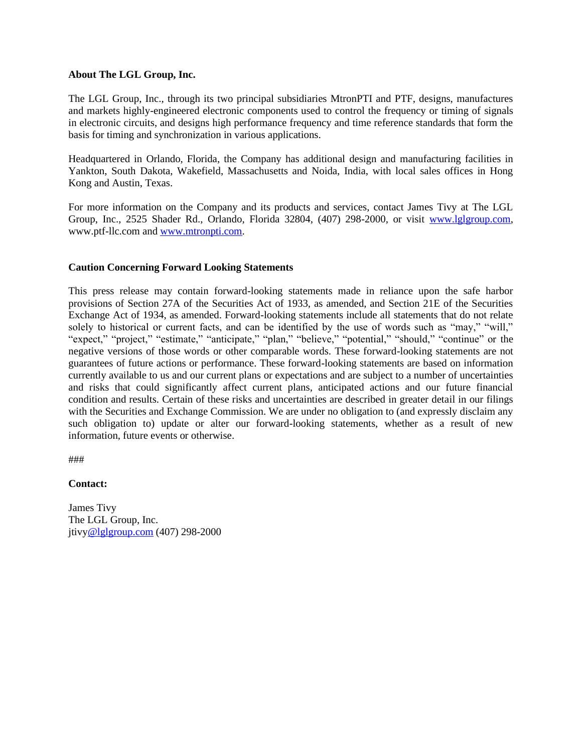**About The LGL Group, Inc.**

The LGL Group, Inc., through its two principal subsidiaries MtronPTI and PTF, designs, manufactures and markets highly-engineered electronic components used to control the frequency or timing of signals in electronic circuits, and designs high performance frequency and time reference standards that form the basis for timing and synchronization in various applications.

Headquartered in Orlando, Florida, the Company has additional design and manufacturing facilities in Yankton, South Dakota, Wakefield, Massachusetts and Noida, India, with local sales offices in Hong Kong and Austin, Texas.

For more information on the Company and its products and services, contact James Tivy at The LGL Group, Inc., 2525 Shader Rd., Orlando, Florida 32804, (407) 298-2000, or visit www.lglgroup.com, www.ptf-llc.com and www.mtronpti.com.

**Caution Concerning Forward Looking Statements**

This press release may contain forward-looking statements made in reliance upon the safe harbor provisions of Section 27A of the Securities Act of 1933, as amended, and Section 21E of the Securities Exchange Act of 1934, as amended. Forward-looking statements include all statements that do not relate solely to historical or current facts, and can be identified by the use of words such as "may," "will," "expect," "project," "estimate," "anticipate," "plan," "believe," "potential," "should," "continue" or the negative versions of those words or other comparable words. These forward-looking statements are not guarantees of future actions or performance. These forward-looking statements are based on information currently available to us and our current plans or expectations and are subject to a number of uncertainties and risks that could significantly affect current plans, anticipated actions and our future financial condition and results. Certain of these risks and uncertainties are described in greater detail in our filings with the Securities and Exchange Commission. We are under no obligation to (and expressly disclaim any such obligation to) update or alter our forward-looking statements, whether as a result of new information, future events or otherwise.

###

**Contact:**

James Tivy
The LGL Group, Inc.
jtivy@lglgroup.com (407) 298-2000